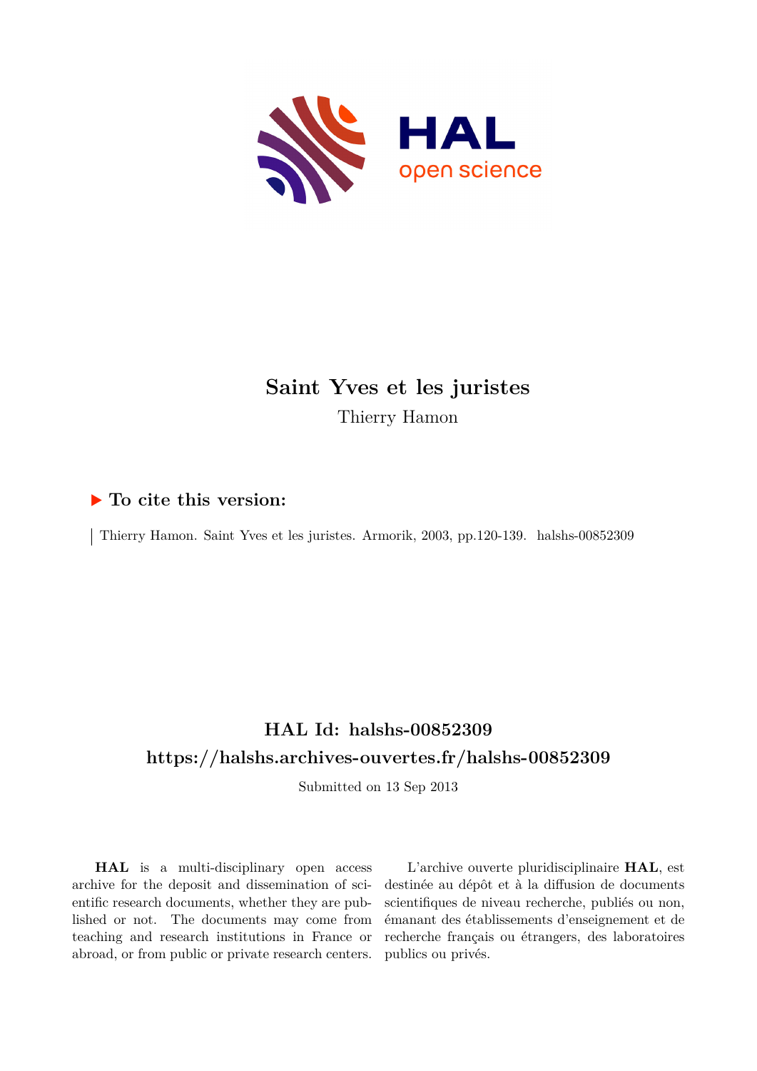# Saint Yves et les juristes

Thierry Hamon

## ▶ To cite this version:

Thierry Hamon. Saint Yves et les juristes. Armorik, 2003, pp.120-139. halshs-00852309

## HAL Id: halshs-00852309

## https://halshs.archives-ouvertes.fr/halshs-00852309

Submitted on 13 Sep 2013

**HAL** is a multi-disciplinary open access archive for the deposit and dissemination of scientific research documents, whether they are published or not. The documents may come from teaching and research institutions in France or abroad, or from public or private research centers.

L'archive ouverte pluridisciplinaire **HAL**, est destinée au dépôt et à la diffusion de documents scientifiques de niveau recherche, publiés ou non, émanant des établissements d'enseignement et de recherche français ou étrangers, des laboratoires publics ou privés.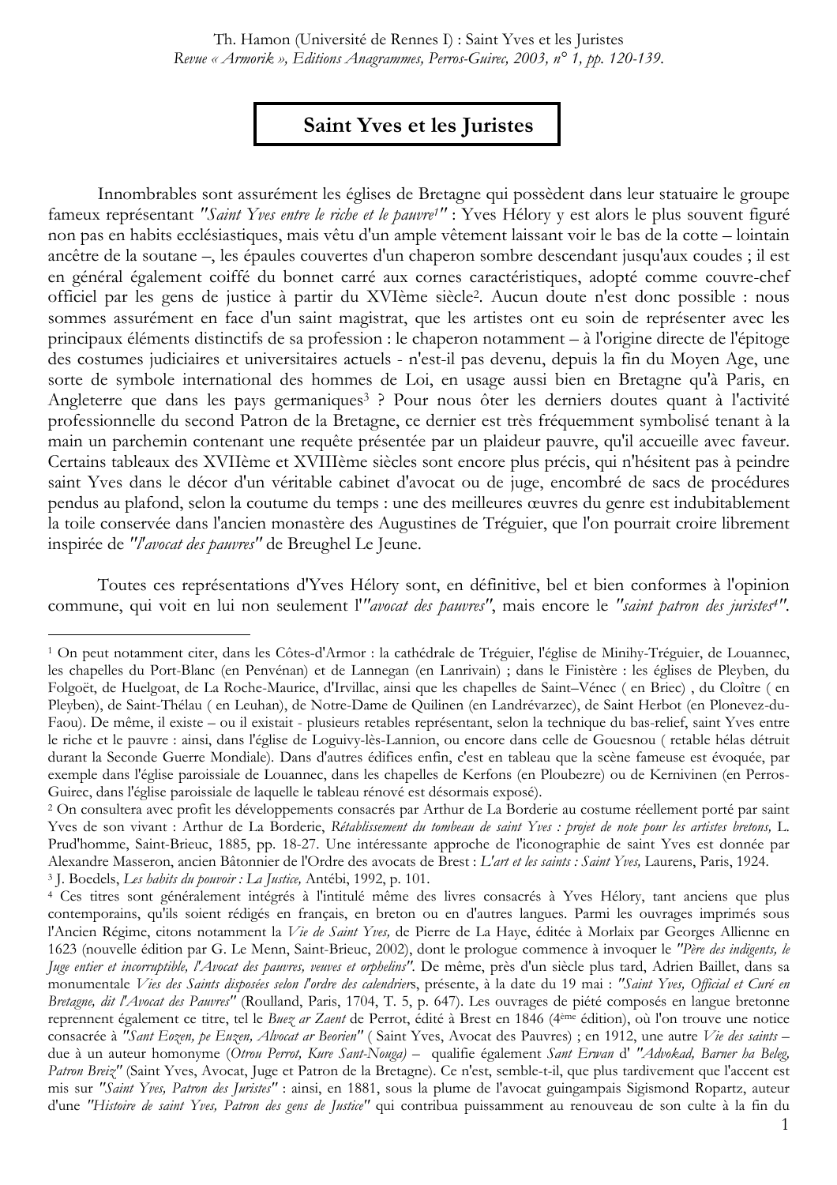# Saint Yves et les Juristes

Innombrables sont assurément les églises de Bretagne qui possèdent dans leur statuaire le groupe fameux représentant *"Saint Yves entre le riche et le pauvre[1]"* : Yves Hélory y est alors le plus souvent figuré non pas en habits ecclésiastiques, mais vêtu d'un ample vêtement laissant voir le bas de la cotte – lointain ancêtre de la soutane –, les épaules couvertes d'un chaperon sombre descendant jusqu'aux coudes ; il est en général également coiffé du bonnet carré aux cornes caractéristiques, adopté comme couvre-chef officiel par les gens de justice à partir du XVIème siècle[2]. Aucun doute n'est donc possible : nous sommes assurément en face d'un saint magistrat, que les artistes ont eu soin de représenter avec les principaux éléments distinctifs de sa profession : le chaperon notamment – à l'origine directe de l'épitoge des costumes judiciaires et universitaires actuels - n'est-il pas devenu, depuis la fin du Moyen Age, une sorte de symbole international des hommes de Loi, en usage aussi bien en Bretagne qu'à Paris, en Angleterre que dans les pays germaniques[3] ? Pour nous ôter les derniers doutes quant à l'activité professionnelle du second Patron de la Bretagne, ce dernier est très fréquemment symbolisé tenant à la main un parchemin contenant une requête présentée par un plaideur pauvre, qu'il accueille avec faveur. Certains tableaux des XVIIème et XVIIIème siècles sont encore plus précis, qui n'hésitent pas à peindre saint Yves dans le décor d'un véritable cabinet d'avocat ou de juge, encombré de sacs de procédures pendus au plafond, selon la coutume du temps : une des meilleures œuvres du genre est indubitablement la toile conservée dans l'ancien monastère des Augustines de Tréguier, que l'on pourrait croire librement inspirée de *"l'avocat des pauvres"* de Breughel Le Jeune.

Toutes ces représentations d'Yves Hélory sont, en définitive, bel et bien conformes à l'opinion commune, qui voit en lui non seulement l'*"avocat des pauvres"*, mais encore le *"saint patron des juristes[4]"*.

---

[1] On peut notamment citer, dans les Côtes-d'Armor : la cathédrale de Tréguier, l'église de Minihy-Tréguier, de Louannec, les chapelles du Port-Blanc (en Penvénan) et de Lannegan (en Lanrivain) ; dans le Finistère : les églises de Pleyben, du Folgoët, de Huelgoat, de La Roche-Maurice, d'Irvillac, ainsi que les chapelles de Saint–Vénec ( en Briec) , du Cloître ( en Pleyben), de Saint-Thélau ( en Leuhan), de Notre-Dame de Quilinen (en Landrévarzec), de Saint Herbot (en Plonevez-du-Faou). De même, il existe – ou il existait - plusieurs retables représentant, selon la technique du bas-relief, saint Yves entre le riche et le pauvre : ainsi, dans l'église de Loguivy-lès-Lannion, ou encore dans celle de Gouesnou ( retable hélas détruit durant la Seconde Guerre Mondiale). Dans d'autres édifices enfin, c'est en tableau que la scène fameuse est évoquée, par exemple dans l'église paroissiale de Louannec, dans les chapelles de Kerfons (en Ploubezre) ou de Kernivinen (en Perros-Guirec, dans l'église paroissiale de laquelle le tableau rénové est désormais exposé).

[2] On consultera avec profit les développements consacrés par Arthur de La Borderie au costume réellement porté par saint Yves de son vivant : Arthur de La Borderie, *Rétablissement du tombeau de saint Yves : projet de note pour les artistes bretons,* L. Prud'homme, Saint-Brieuc, 1885, pp. 18-27. Une intéressante approche de l'iconographie de saint Yves est donnée par Alexandre Masseron, ancien Bâtonnier de l'Ordre des avocats de Brest : *L'art et les saints : Saint Yves,* Laurens, Paris, 1924.

[3] J. Boedels, *Les habits du pouvoir : La Justice,* Antébi, 1992, p. 101.

[4] Ces titres sont généralement intégrés à l'intitulé même des livres consacrés à Yves Hélory, tant anciens que plus contemporains, qu'ils soient rédigés en français, en breton ou en d'autres langues. Parmi les ouvrages imprimés sous l'Ancien Régime, citons notamment la *Vie de Saint Yves,* de Pierre de La Haye, éditée à Morlaix par Georges Allienne en 1623 (nouvelle édition par G. Le Menn, Saint-Brieuc, 2002), dont le prologue commence à invoquer le *"Père des indigents, le Juge entier et incorruptible, l'Avocat des pauvres, veuves et orphelins"*. De même, près d'un siècle plus tard, Adrien Baillet, dans sa monumentale *Vies des Saints disposées selon l'ordre des calendrier*s, présente, à la date du 19 mai : *"Saint Yves, Official et Curé en Bretagne, dit l'Avocat des Pauvres"* (Roulland, Paris, 1704, T. 5, p. 647). Les ouvrages de piété composés en langue bretonne reprennent également ce titre, tel le *Buez ar Zaent* de Perrot, édité à Brest en 1846 (4ème édition), où l'on trouve une notice consacrée à *"Sant Eozen, pe Euzen, Alvocat ar Beorien"* ( Saint Yves, Avocat des Pauvres) ; en 1912, une autre *Vie des saints* – due à un auteur homonyme (*Otrou Perrot, Kure Sant-Nouga)* – qualifie également *Sant Erwan* d' *"Advokad, Barner ha Beleg, Patron Breiz"* (Saint Yves, Avocat, Juge et Patron de la Bretagne). Ce n'est, semble-t-il, que plus tardivement que l'accent est mis sur *"Saint Yves, Patron des Juristes"* : ainsi, en 1881, sous la plume de l'avocat guingampais Sigismond Ropartz, auteur d'une *"Histoire de saint Yves, Patron des gens de Justice"* qui contribua puissamment au renouveau de son culte à la fin du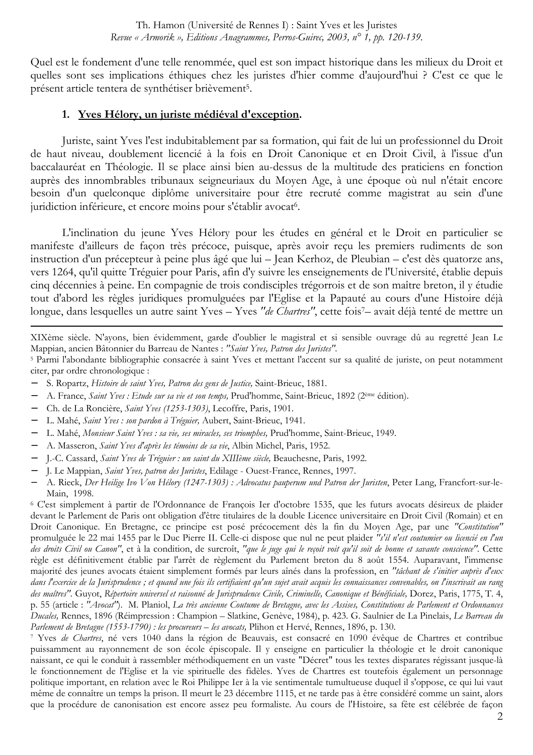Quel est le fondement d'une telle renommée, quel est son impact historique dans les milieux du Droit et quelles sont ses implications éthiques chez les juristes d'hier comme d'aujourd'hui ? C'est ce que le présent article tentera de synthétiser brièvement[5].

## 1. Yves Hélory, un juriste médiéval d'exception.

Juriste, saint Yves l'est indubitablement par sa formation, qui fait de lui un professionnel du Droit de haut niveau, doublement licencié à la fois en Droit Canonique et en Droit Civil, à l'issue d'un baccalauréat en Théologie. Il se place ainsi bien au-dessus de la multitude des praticiens en fonction auprès des innombrables tribunaux seigneuriaux du Moyen Age, à une époque où nul n'était encore besoin d'un quelconque diplôme universitaire pour être recruté comme magistrat au sein d'une juridiction inférieure, et encore moins pour s'établir avocat[6].

L'inclination du jeune Yves Hélory pour les études en général et le Droit en particulier se manifeste d'ailleurs de façon très précoce, puisque, après avoir reçu les premiers rudiments de son instruction d'un précepteur à peine plus âgé que lui – Jean Kerhoz, de Pleubian – c'est dès quatorze ans, vers 1264, qu'il quitte Tréguier pour Paris, afin d'y suivre les enseignements de l'Université, établie depuis cinq décennies à peine. En compagnie de trois condisciples trégorrois et de son maître breton, il y étudie tout d'abord les règles juridiques promulguées par l'Eglise et la Papauté au cours d'une Histoire déjà longue, dans lesquelles un autre saint Yves – Yves *"de Chartres"*, cette fois[7]– avait déjà tenté de mettre un

---

XIXème siècle. N'ayons, bien évidemment, garde d'oublier le magistral et si sensible ouvrage dû au regretté Jean Le Mappian, ancien Bâtonnier du Barreau de Nantes : *"Saint Yves, Patron des Juristes"*.

[5] Parmi l'abondante bibliographie consacrée à saint Yves et mettant l'accent sur sa qualité de juriste, on peut notamment citer, par ordre chronologique :

- S. Ropartz, *Histoire de saint Yves, Patron des gens de Justice,* Saint-Brieuc, 1881.
- A. France, *Saint Yves : Etude sur sa vie et son temps,* Prud'homme, Saint-Brieuc, 1892 (2ème édition).
- Ch. de La Roncière, *Saint Yves (1253-1303)*, Lecoffre, Paris, 1901.
- L. Mahé, *Saint Yves : son pardon à Tréguier,* Aubert, Saint-Brieuc, 1941.
- L. Mahé, *Monsieur Saint Yves : sa vie, ses miracles, ses triomphes,* Prud'homme, Saint-Brieuc, 1949.
- A. Masseron, *Saint Yves d'après les témoins de sa vie*, Albin Michel, Paris, 1952.
- J.-C. Cassard, *Saint Yves de Tréguier : un saint du XIIIème siècle,* Beauchesne, Paris, 1992.
- J. Le Mappian, *Saint Yves, patron des Juristes*, Edilage - Ouest-France, Rennes, 1997.
- A. Rieck, *Der Heilige Ivo Von Hélory (1247-1303) : Advocatus pauperum und Patron der Juristen*, Peter Lang, Francfort-sur-le-Main, 1998.

[6] C'est simplement à partir de l'Ordonnance de François Ier d'octobre 1535, que les futurs avocats désireux de plaider devant le Parlement de Paris ont obligation d'être titulaires de la double Licence universitaire en Droit Civil (Romain) et en Droit Canonique. En Bretagne, ce principe est posé précocement dès la fin du Moyen Age, par une *"Constitution"* promulguée le 22 mai 1455 par le Duc Pierre II. Celle-ci dispose que nul ne peut plaider *"s'il n'est coutumier ou licencié en l'un des droits Civil ou Canon"*, et à la condition, de surcroît, *"que le juge qui le reçoit voit qu'il soit de bonne et savante conscience"*. Cette règle est définitivement établie par l'arrêt de règlement du Parlement breton du 8 août 1554. Auparavant, l'immense majorité des jeunes avocats étaient simplement formés par leurs aînés dans la profession, en *"tâchant de s'initier auprès d'eux dans l'exercice de la Jurisprudence ; et quand une fois ils certifiaient qu'un sujet avait acquis les connaissances convenables, on l'inscrivait au rang des maîtres"*. Guyot, *Répertoire universel et raisonné de Jurisprudence Civile, Criminelle, Canonique et Bénéficiale,* Dorez, Paris, 1775, T. 4, p. 55 (article : *"Avocat"*). M. Planiol, *La très ancienne Coutume de Bretagne, avec les Assises, Constitutions de Parlement et Ordonnances Ducales,* Rennes, 1896 (Réimpression : Champion – Slatkine, Genève, 1984), p. 423. G. Saulnier de La Pinelais, *Le Barreau du Parlement de Bretagne (1553-1790) : les procureurs – les avocats,* Plihon et Hervé, Rennes, 1896, p. 130.

[7] Yves *de Chartres*, né vers 1040 dans la région de Beauvais, est consacré en 1090 évêque de Chartres et contribue puissamment au rayonnement de son école épiscopale. Il y enseigne en particulier la théologie et le droit canonique naissant, ce qui le conduit à rassembler méthodiquement en un vaste "Décret" tous les textes disparates régissant jusque-là le fonctionnement de l'Eglise et la vie spirituelle des fidèles. Yves de Chartres est toutefois également un personnage politique important, en relation avec le Roi Philippe Ier à la vie sentimentale tumultueuse duquel il s'oppose, ce qui lui vaut même de connaître un temps la prison. Il meurt le 23 décembre 1115, et ne tarde pas à être considéré comme un saint, alors que la procédure de canonisation est encore assez peu formaliste. Au cours de l'Histoire, sa fête est célébrée de façon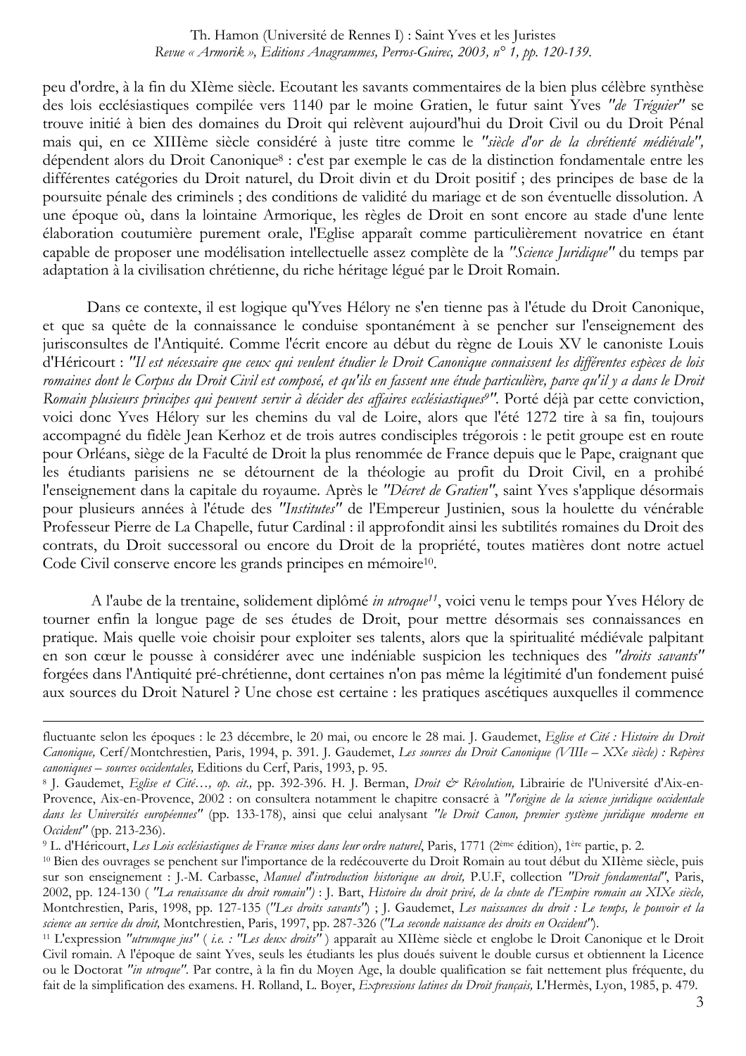peu d'ordre, à la fin du XIème siècle. Ecoutant les savants commentaires de la bien plus célèbre synthèse des lois ecclésiastiques compilée vers 1140 par le moine Gratien, le futur saint Yves *"de Tréguier"* se trouve initié à bien des domaines du Droit qui relèvent aujourd'hui du Droit Civil ou du Droit Pénal mais qui, en ce XIIIème siècle considéré à juste titre comme le *"siècle d'or de la chrétienté médiévale"*, dépendent alors du Droit Canonique[8] : c'est par exemple le cas de la distinction fondamentale entre les différentes catégories du Droit naturel, du Droit divin et du Droit positif ; des principes de base de la poursuite pénale des criminels ; des conditions de validité du mariage et de son éventuelle dissolution. A une époque où, dans la lointaine Armorique, les règles de Droit en sont encore au stade d'une lente élaboration coutumière purement orale, l'Eglise apparaît comme particulièrement novatrice en étant capable de proposer une modélisation intellectuelle assez complète de la *"Science Juridique"* du temps par adaptation à la civilisation chrétienne, du riche héritage légué par le Droit Romain.

Dans ce contexte, il est logique qu'Yves Hélory ne s'en tienne pas à l'étude du Droit Canonique, et que sa quête de la connaissance le conduise spontanément à se pencher sur l'enseignement des jurisconsultes de l'Antiquité. Comme l'écrit encore au début du règne de Louis XV le canoniste Louis d'Héricourt : *"Il est nécessaire que ceux qui veulent étudier le Droit Canonique connaissent les différentes espèces de lois romaines dont le Corpus du Droit Civil est composé, et qu'ils en fassent une étude particulière, parce qu'il y a dans le Droit Romain plusieurs principes qui peuvent servir à décider des affaires ecclésiastiques[9]"*. Porté déjà par cette conviction, voici donc Yves Hélory sur les chemins du val de Loire, alors que l'été 1272 tire à sa fin, toujours accompagné du fidèle Jean Kerhoz et de trois autres condisciples trégorois : le petit groupe est en route pour Orléans, siège de la Faculté de Droit la plus renommée de France depuis que le Pape, craignant que les étudiants parisiens ne se détournent de la théologie au profit du Droit Civil, en a prohibé l'enseignement dans la capitale du royaume. Après le *"Décret de Gratien"*, saint Yves s'applique désormais pour plusieurs années à l'étude des *"Institutes"* de l'Empereur Justinien, sous la houlette du vénérable Professeur Pierre de La Chapelle, futur Cardinal : il approfondit ainsi les subtilités romaines du Droit des contrats, du Droit successoral ou encore du Droit de la propriété, toutes matières dont notre actuel Code Civil conserve encore les grands principes en mémoire[10].

A l'aube de la trentaine, solidement diplômé *in utroque*[11], voici venu le temps pour Yves Hélory de tourner enfin la longue page de ses études de Droit, pour mettre désormais ses connaissances en pratique. Mais quelle voie choisir pour exploiter ses talents, alors que la spiritualité médiévale palpitant en son cœur le pousse à considérer avec une indéniable suspicion les techniques des *"droits savants"* forgées dans l'Antiquité pré-chrétienne, dont certaines n'on pas même la légitimité d'un fondement puisé aux sources du Droit Naturel ? Une chose est certaine : les pratiques ascétiques auxquelles il commence

---

fluctuante selon les époques : le 23 décembre, le 20 mai, ou encore le 28 mai. J. Gaudemet, *Eglise et Cité : Histoire du Droit Canonique,* Cerf/Montchrestien, Paris, 1994, p. 391. J. Gaudemet, *Les sources du Droit Canonique (VIIIe – XXe siècle) : Repères canoniques – sources occidentales,* Editions du Cerf, Paris, 1993, p. 95.

[8] J. Gaudemet, *Eglise et Cité…, op. cit.,* pp. 392-396. H. J. Berman, *Droit & Révolution,* Librairie de l'Université d'Aix-en-Provence, Aix-en-Provence, 2002 : on consultera notamment le chapitre consacré à *"l'origine de la science juridique occidentale dans les Universités européennes"* (pp. 133-178), ainsi que celui analysant *"le Droit Canon, premier système juridique moderne en Occident"* (pp. 213-236).

[9] L. d'Héricourt, *Les Lois ecclésiastiques de France mises dans leur ordre naturel*, Paris, 1771 (2ème édition), 1ère partie, p. 2.

[10] Bien des ouvrages se penchent sur l'importance de la redécouverte du Droit Romain au tout début du XIIème siècle, puis sur son enseignement : J.-M. Carbasse, *Manuel d'introduction historique au droit,* P.U.F, collection *"Droit fondamental"*, Paris, 2002, pp. 124-130 ( *"La renaissance du droit romain"*) : J. Bart, *Histoire du droit privé, de la chute de l'Empire romain au XIXe siècle,* Montchrestien, Paris, 1998, pp. 127-135 (*"Les droits savants"*) ; J. Gaudemet, *Les naissances du droit : Le temps, le pouvoir et la science au service du droit,* Montchrestien, Paris, 1997, pp. 287-326 (*"La seconde naissance des droits en Occident"*).

[11] L'expression *"utrumque jus"* ( *i.e. : "Les deux droits"* ) apparaît au XIIème siècle et englobe le Droit Canonique et le Droit Civil romain. A l'époque de saint Yves, seuls les étudiants les plus doués suivent le double cursus et obtiennent la Licence ou le Doctorat *"in utroque"*. Par contre, à la fin du Moyen Age, la double qualification se fait nettement plus fréquente, du fait de la simplification des examens. H. Rolland, L. Boyer, *Expressions latines du Droit français,* L'Hermès, Lyon, 1985, p. 479.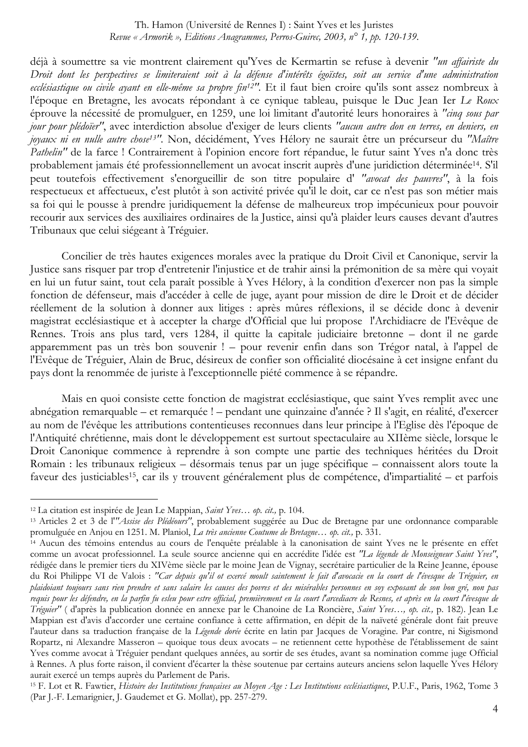déjà à soumettre sa vie montrent clairement qu'Yves de Kermartin se refuse à devenir *"un affairiste du Droit dont les perspectives se limiteraient soit à la défense d'intérêts égoïstes, soit au service d'une administration ecclésiastique ou civile ayant en elle-même sa propre fin*[12]*"*. Et il faut bien croire qu'ils sont assez nombreux à l'époque en Bretagne, les avocats répondant à ce cynique tableau, puisque le Duc Jean Ier *Le Roux* éprouve la nécessité de promulguer, en 1259, une loi limitant d'autorité leurs honoraires à *"cinq sous par jour pour plédoïer"*, avec interdiction absolue d'exiger de leurs clients *"aucun autre don en terres, en deniers, en joyaux ni en nulle autre chose*[13]*"*. Non, décidément, Yves Hélory ne saurait être un précurseur du *"Maître Pathelin"* de la farce ! Contrairement à l'opinion encore fort répandue, le futur saint Yves n'a donc très probablement jamais été professionnellement un avocat inscrit auprès d'une juridiction déterminée[14]. S'il peut toutefois effectivement s'enorgueillir de son titre populaire d' *"avocat des pauvres"*, à la fois respectueux et affectueux, c'est plutôt à son activité privée qu'il le doit, car ce n'est pas son métier mais sa foi qui le pousse à prendre juridiquement la défense de malheureux trop impécunieux pour pouvoir recourir aux services des auxiliaires ordinaires de la Justice, ainsi qu'à plaider leurs causes devant d'autres Tribunaux que celui siégeant à Tréguier.

Concilier de très hautes exigences morales avec la pratique du Droit Civil et Canonique, servir la Justice sans risquer par trop d'entretenir l'injustice et de trahir ainsi la prémonition de sa mère qui voyait en lui un futur saint, tout cela paraît possible à Yves Hélory, à la condition d'exercer non pas la simple fonction de défenseur, mais d'accéder à celle de juge, ayant pour mission de dire le Droit et de décider réellement de la solution à donner aux litiges : après mûres réflexions, il se décide donc à devenir magistrat ecclésiastique et à accepter la charge d'Official que lui propose l'Archidiacre de l'Evêque de Rennes. Trois ans plus tard, vers 1284, il quitte la capitale judiciaire bretonne – dont il ne garde apparemment pas un très bon souvenir ! – pour revenir enfin dans son Trégor natal, à l'appel de l'Evêque de Tréguier, Alain de Bruc, désireux de confier son officialité diocésaine à cet insigne enfant du pays dont la renommée de juriste à l'exceptionnelle piété commence à se répandre.

Mais en quoi consiste cette fonction de magistrat ecclésiastique, que saint Yves remplit avec une abnégation remarquable – et remarquée ! – pendant une quinzaine d'année ? Il s'agit, en réalité, d'exercer au nom de l'évêque les attributions contentieuses reconnues dans leur principe à l'Eglise dès l'époque de l'Antiquité chrétienne, mais dont le développement est surtout spectaculaire au XIIème siècle, lorsque le Droit Canonique commence à reprendre à son compte une partie des techniques héritées du Droit Romain : les tribunaux religieux – désormais tenus par un juge spécifique – connaissent alors toute la faveur des justiciables[15], car ils y trouvent généralement plus de compétence, d'impartialité – et parfois

---

[12] La citation est inspirée de Jean Le Mappian, *Saint Yves… op. cit.,* p. 104.

[13] Articles 2 et 3 de l'*"Assise des Plédéours"*, probablement suggérée au Duc de Bretagne par une ordonnance comparable promulguée en Anjou en 1251. M. Planiol, *La très ancienne Coutume de Bretagne… op. cit.,* p. 331.

[14] Aucun des témoins entendus au cours de l'enquête préalable à la canonisation de saint Yves ne le présente en effet comme un avocat professionnel. La seule source ancienne qui en accrédite l'idée est *"La légende de Monseigneur Saint Yves"*, rédigée dans le premier tiers du XIVème siècle par le moine Jean de Vignay, secrétaire particulier de la Reine Jeanne, épouse du Roi Philippe VI de Valois : *"Car depuis qu'il ot exercé moult saintement le fait d'avocacie en la court de l'évesque de Tréguier, en plaidoiant toujours sans rien prendre et sans salaire les causes des povres et des misérables personnes en soy exposant de son bon gré, non pas requis pour les défendre, en la parfin fu esleu pour estre official, premièrement en la court l'arcediacre de Resnes, et après en la court l'évesque de Tréguier"* ( d'après la publication donnée en annexe par le Chanoine de La Roncière, *Saint Yves…, op. cit.,* p. 182). Jean Le Mappian est d'avis d'accorder une certaine confiance à cette affirmation, en dépit de la naïveté générale dont fait preuve l'auteur dans sa traduction française de la *Légende dorée* écrite en latin par Jacques de Voragine. Par contre, ni Sigismond Ropartz, ni Alexandre Masseron – quoique tous deux avocats – ne retiennent cette hypothèse de l'établissement de saint Yves comme avocat à Tréguier pendant quelques années, au sortir de ses études, avant sa nomination comme juge Official à Rennes. A plus forte raison, il convient d'écarter la thèse soutenue par certains auteurs anciens selon laquelle Yves Hélory aurait exercé un temps auprès du Parlement de Paris.

[15] F. Lot et R. Fawtier, *Histoire des Institutions françaises au Moyen Age : Les Institutions ecclésiastiques*, P.U.F., Paris, 1962, Tome 3 (Par J.-F. Lemarignier, J. Gaudemet et G. Mollat), pp. 257-279.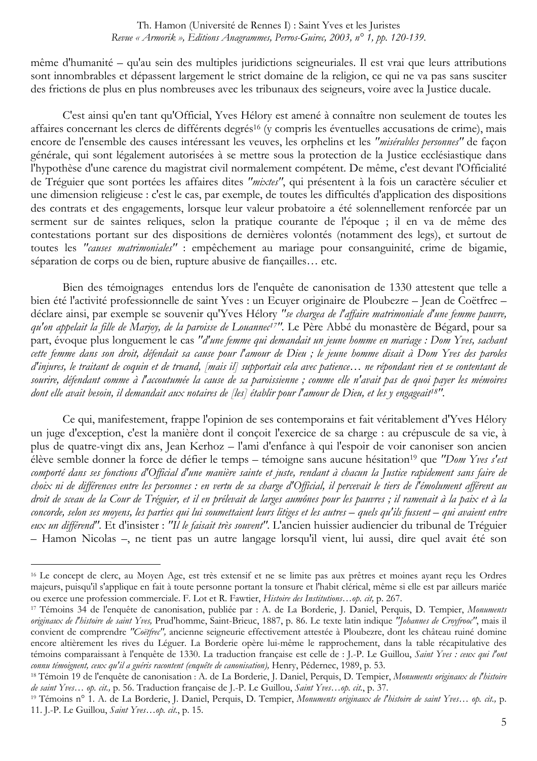même d'humanité – qu'au sein des multiples juridictions seigneuriales. Il est vrai que leurs attributions sont innombrables et dépassent largement le strict domaine de la religion, ce qui ne va pas sans susciter des frictions de plus en plus nombreuses avec les tribunaux des seigneurs, voire avec la Justice ducale.

C'est ainsi qu'en tant qu'Official, Yves Hélory est amené à connaître non seulement de toutes les affaires concernant les clercs de différents degrés[16] (y compris les éventuelles accusations de crime), mais encore de l'ensemble des causes intéressant les veuves, les orphelins et les *"misérables personnes"* de façon générale, qui sont légalement autorisées à se mettre sous la protection de la Justice ecclésiastique dans l'hypothèse d'une carence du magistrat civil normalement compétent. De même, c'est devant l'Officialité de Tréguier que sont portées les affaires dites *"mixtes"*, qui présentent à la fois un caractère séculier et une dimension religieuse : c'est le cas, par exemple, de toutes les difficultés d'application des dispositions des contrats et des engagements, lorsque leur valeur probatoire a été solennellement renforcée par un serment sur de saintes reliques, selon la pratique courante de l'époque ; il en va de même des contestations portant sur des dispositions de dernières volontés (notamment des legs), et surtout de toutes les *"causes matrimoniales"* : empêchement au mariage pour consanguinité, crime de bigamie, séparation de corps ou de bien, rupture abusive de fiançailles… etc.

Bien des témoignages entendus lors de l'enquête de canonisation de 1330 attestent que telle a bien été l'activité professionnelle de saint Yves : un Ecuyer originaire de Ploubezre – Jean de Coëtfrec – déclare ainsi, par exemple se souvenir qu'Yves Hélory *"se chargea de l'affaire matrimoniale d'une femme pauvre, qu'on appelait la fille de Marjoy, de la paroisse de Louannec[17]"*. Le Père Abbé du monastère de Bégard, pour sa part, évoque plus longuement le cas *"d'une femme qui demandait un jeune homme en mariage : Dom Yves, sachant cette femme dans son droit, défendait sa cause pour l'amour de Dieu ; le jeune homme disait à Dom Yves des paroles d'injures, le traitant de coquin et de truand, [mais il] supportait cela avec patience… ne répondant rien et se contentant de sourire, défendant comme à l'accoutumée la cause de sa paroissienne ; comme elle n'avait pas de quoi payer les mémoires dont elle avait besoin, il demandait aux notaires de [les] établir pour l'amour de Dieu, et les y engageait[18]"*.

Ce qui, manifestement, frappe l'opinion de ses contemporains et fait véritablement d'Yves Hélory un juge d'exception, c'est la manière dont il conçoit l'exercice de sa charge : au crépuscule de sa vie, à plus de quatre-vingt dix ans, Jean Kerhoz – l'ami d'enfance à qui l'espoir de voir canoniser son ancien élève semble donner la force de défier le temps – témoigne sans aucune hésitation[19] que *"Dom Yves s'est comporté dans ses fonctions d'Official d'une manière sainte et juste, rendant à chacun la Justice rapidement sans faire de choix ni de différences entre les personnes : en vertu de sa charge d'Official, il percevait le tiers de l'émolument afférent au droit de sceau de la Cour de Tréguier, et il en prélevait de larges aumônes pour les pauvres ; il ramenait à la paix et à la concorde, selon ses moyens, les parties qui lui soumettaient leurs litiges et les autres – quels qu'ils fussent – qui avaient entre eux un différend"*. Et d'insister : *"Il le faisait très souvent"*. L'ancien huissier audiencier du tribunal de Tréguier – Hamon Nicolas –, ne tient pas un autre langage lorsqu'il vient, lui aussi, dire quel avait été son

---

[16] Le concept de clerc, au Moyen Age, est très extensif et ne se limite pas aux prêtres et moines ayant reçu les Ordres majeurs, puisqu'il s'applique en fait à toute personne portant la tonsure et l'habit clérical, même si elle est par ailleurs mariée ou exerce une profession commerciale. F. Lot et R. Fawtier, *Histoire des Institutions…op. cit,* p. 267.

[17] Témoins 34 de l'enquête de canonisation, publiée par : A. de La Borderie, J. Daniel, Perquis, D. Tempier, *Monuments originaux de l'histoire de saint Yves,* Prud'homme, Saint-Brieuc, 1887, p. 86. Le texte latin indique *"Johannes de Croyfrooc"*, mais il convient de comprendre *"Coëtfrec",* ancienne seigneurie effectivement attestée à Ploubezre, dont les château ruiné domine encore altièrement les rives du Léguer. La Borderie opère lui-même le rapprochement, dans la table récapitulative des témoins comparaissant à l'enquête de 1330. La traduction française est celle de : J.-P. Le Guillou, *Saint Yves : ceux qui l'ont connu témoignent, ceux qu'il a guéris racontent (enquête de canonisation),* Henry, Pédernec, 1989, p. 53.

[18] Témoin 19 de l'enquête de canonisation : A. de La Borderie, J. Daniel, Perquis, D. Tempier, *Monuments originaux de l'histoire de saint Yves… op. cit.,* p. 56. Traduction française de J.-P. Le Guillou, *Saint Yves…op. cit.*, p. 37.

[19] Témoins n° 1. A. de La Borderie, J. Daniel, Perquis, D. Tempier, *Monuments originaux de l'histoire de saint Yves… op. cit.,* p. 11. J.-P. Le Guillou, *Saint Yves…op. cit.*, p. 15.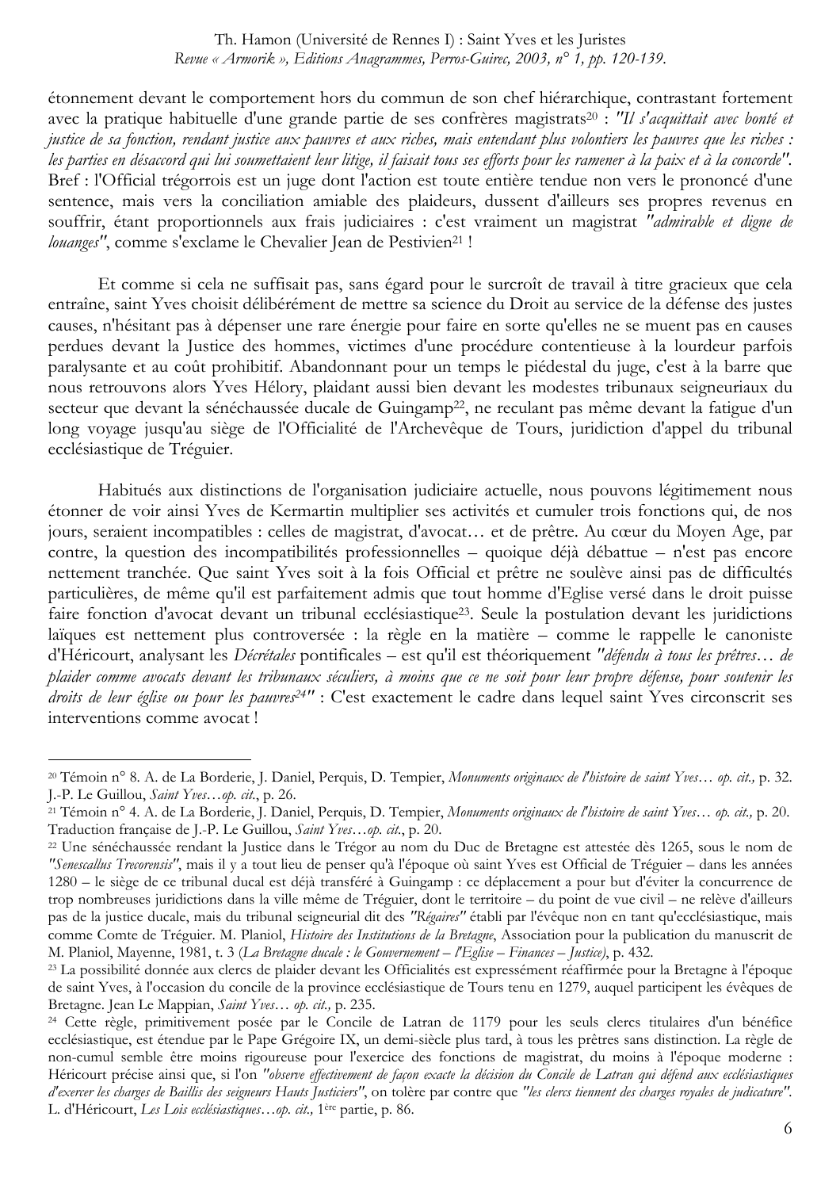étonnement devant le comportement hors du commun de son chef hiérarchique, contrastant fortement avec la pratique habituelle d'une grande partie de ses confrères magistrats[20] : *"Il s'acquittait avec bonté et justice de sa fonction, rendant justice aux pauvres et aux riches, mais entendant plus volontiers les pauvres que les riches : les parties en désaccord qui lui soumettaient leur litige, il faisait tous ses efforts pour les ramener à la paix et à la concorde"*. Bref : l'Official trégorrois est un juge dont l'action est toute entière tendue non vers le prononcé d'une sentence, mais vers la conciliation amiable des plaideurs, dussent d'ailleurs ses propres revenus en souffrir, étant proportionnels aux frais judiciaires : c'est vraiment un magistrat *"admirable et digne de louanges"*, comme s'exclame le Chevalier Jean de Pestivien[21] !

Et comme si cela ne suffisait pas, sans égard pour le surcroît de travail à titre gracieux que cela entraîne, saint Yves choisit délibérément de mettre sa science du Droit au service de la défense des justes causes, n'hésitant pas à dépenser une rare énergie pour faire en sorte qu'elles ne se muent pas en causes perdues devant la Justice des hommes, victimes d'une procédure contentieuse à la lourdeur parfois paralysante et au coût prohibitif. Abandonnant pour un temps le piédestal du juge, c'est à la barre que nous retrouvons alors Yves Hélory, plaidant aussi bien devant les modestes tribunaux seigneuriaux du secteur que devant la sénéchaussée ducale de Guingamp[22], ne reculant pas même devant la fatigue d'un long voyage jusqu'au siège de l'Officialité de l'Archevêque de Tours, juridiction d'appel du tribunal ecclésiastique de Tréguier.

Habitués aux distinctions de l'organisation judiciaire actuelle, nous pouvons légitimement nous étonner de voir ainsi Yves de Kermartin multiplier ses activités et cumuler trois fonctions qui, de nos jours, seraient incompatibles : celles de magistrat, d'avocat… et de prêtre. Au cœur du Moyen Age, par contre, la question des incompatibilités professionnelles – quoique déjà débattue – n'est pas encore nettement tranchée. Que saint Yves soit à la fois Official et prêtre ne soulève ainsi pas de difficultés particulières, de même qu'il est parfaitement admis que tout homme d'Eglise versé dans le droit puisse faire fonction d'avocat devant un tribunal ecclésiastique[23]. Seule la postulation devant les juridictions laïques est nettement plus controversée : la règle en la matière – comme le rappelle le canoniste d'Héricourt, analysant les *Décrétales* pontificales – est qu'il est théoriquement *"défendu à tous les prêtres… de plaider comme avocats devant les tribunaux séculiers, à moins que ce ne soit pour leur propre défense, pour soutenir les droits de leur église ou pour les pauvres[24]"* : C'est exactement le cadre dans lequel saint Yves circonscrit ses interventions comme avocat !

---

[20] Témoin n° 8. A. de La Borderie, J. Daniel, Perquis, D. Tempier, *Monuments originaux de l'histoire de saint Yves… op. cit.,* p. 32. J.-P. Le Guillou, *Saint Yves…op. cit.*, p. 26.

[21] Témoin n° 4. A. de La Borderie, J. Daniel, Perquis, D. Tempier, *Monuments originaux de l'histoire de saint Yves… op. cit.,* p. 20. Traduction française de J.-P. Le Guillou, *Saint Yves…op. cit.*, p. 20.

[22] Une sénéchaussée rendant la Justice dans le Trégor au nom du Duc de Bretagne est attestée dès 1265, sous le nom de *"Senescallus Trecorensis"*, mais il y a tout lieu de penser qu'à l'époque où saint Yves est Official de Tréguier – dans les années 1280 – le siège de ce tribunal ducal est déjà transféré à Guingamp : ce déplacement a pour but d'éviter la concurrence de trop nombreuses juridictions dans la ville même de Tréguier, dont le territoire – du point de vue civil – ne relève d'ailleurs pas de la justice ducale, mais du tribunal seigneurial dit des *"Régaires"* établi par l'évêque non en tant qu'ecclésiastique, mais comme Comte de Tréguier. M. Planiol, *Histoire des Institutions de la Bretagne*, Association pour la publication du manuscrit de M. Planiol, Mayenne, 1981, t. 3 (*La Bretagne ducale : le Gouvernement – l'Eglise – Finances – Justice)*, p. 432.

[23] La possibilité donnée aux clercs de plaider devant les Officialités est expressément réaffirmée pour la Bretagne à l'époque de saint Yves, à l'occasion du concile de la province ecclésiastique de Tours tenu en 1279, auquel participent les évêques de Bretagne. Jean Le Mappian, *Saint Yves… op. cit.,* p. 235.

[24] Cette règle, primitivement posée par le Concile de Latran de 1179 pour les seuls clercs titulaires d'un bénéfice ecclésiastique, est étendue par le Pape Grégoire IX, un demi-siècle plus tard, à tous les prêtres sans distinction. La règle de non-cumul semble être moins rigoureuse pour l'exercice des fonctions de magistrat, du moins à l'époque moderne : Héricourt précise ainsi que, si l'on *"observe effectivement de façon exacte la décision du Concile de Latran qui défend aux ecclésiastiques d'exercer les charges de Baillis des seigneurs Hauts Justiciers"*, on tolère par contre que *"les clercs tiennent des charges royales de judicature"*. L. d'Héricourt, *Les Lois ecclésiastiques…op. cit.,* 1ère partie, p. 86.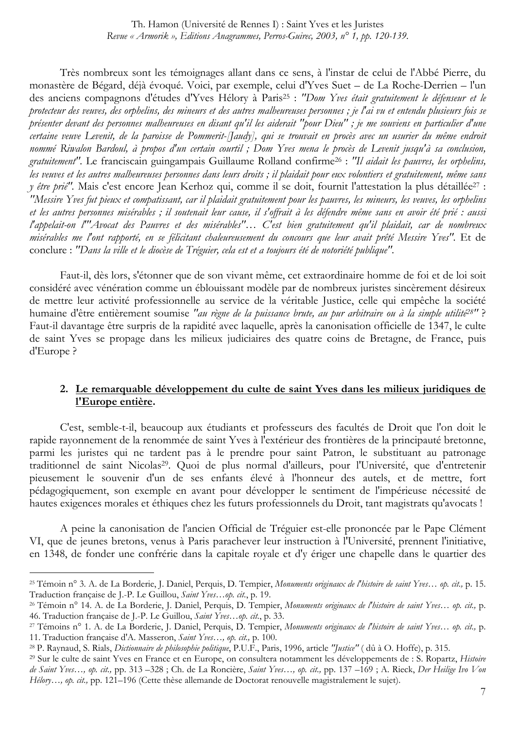Très nombreux sont les témoignages allant dans ce sens, à l'instar de celui de l'Abbé Pierre, du monastère de Bégard, déjà évoqué. Voici, par exemple, celui d'Yves Suet – de La Roche-Derrien – l'un des anciens compagnons d'études d'Yves Hélory à Paris[25] : *"Dom Yves était gratuitement le défenseur et le protecteur des veuves, des orphelins, des mineurs et des autres malheureuses personnes ; je l'ai vu et entendu plusieurs fois se présenter devant des personnes malheureuses en disant qu'il les aiderait "pour Dieu" ; je me souviens en particulier d'une certaine veuve Levenit, de la paroisse de Pommerit-[Jaudy], qui se trouvait en procès avec un usurier du même endroit nommé Rivalon Bardoul, à propos d'un certain courtil ; Dom Yves mena le procès de Levenit jusqu'à sa conclusion, gratuitement"*. Le franciscain guingampais Guillaume Rolland confirme[26] : *"Il aidait les pauvres, les orphelins, les veuves et les autres malheureuses personnes dans leurs droits ; il plaidait pour eux volontiers et gratuitement, même sans y être prié"*. Mais c'est encore Jean Kerhoz qui, comme il se doit, fournit l'attestation la plus détaillée[27] : *"Messire Yves fut pieux et compatissant, car il plaidait gratuitement pour les pauvres, les mineurs, les veuves, les orphelins et les autres personnes misérables ; il soutenait leur cause, il s'offrait à les défendre même sans en avoir été prié : aussi l'appelait-on l'"Avocat des Pauvres et des misérables"… C'est bien gratuitement qu'il plaidait, car de nombreux misérables me l'ont rapporté, en se félicitant chaleureusement du concours que leur avait prêté Messire Yves"*. Et de conclure : *"Dans la ville et le diocèse de Tréguier, cela est et a toujours été de notoriété publique"*.

Faut-il, dès lors, s'étonner que de son vivant même, cet extraordinaire homme de foi et de loi soit considéré avec vénération comme un éblouissant modèle par de nombreux juristes sincèrement désireux de mettre leur activité professionnelle au service de la véritable Justice, celle qui empêche la société humaine d'être entièrement soumise *"au règne de la puissance brute, au pur arbitraire ou à la simple utilité[28]"* ? Faut-il davantage être surpris de la rapidité avec laquelle, après la canonisation officielle de 1347, le culte de saint Yves se propage dans les milieux judiciaires des quatre coins de Bretagne, de France, puis d'Europe ?

## 2. Le remarquable développement du culte de saint Yves dans les milieux juridiques de l'Europe entière.

C'est, semble-t-il, beaucoup aux étudiants et professeurs des facultés de Droit que l'on doit le rapide rayonnement de la renommée de saint Yves à l'extérieur des frontières de la principauté bretonne, parmi les juristes qui ne tardent pas à le prendre pour saint Patron, le substituant au patronage traditionnel de saint Nicolas[29]. Quoi de plus normal d'ailleurs, pour l'Université, que d'entretenir pieusement le souvenir d'un de ses enfants élevé à l'honneur des autels, et de mettre, fort pédagogiquement, son exemple en avant pour développer le sentiment de l'impérieuse nécessité de hautes exigences morales et éthiques chez les futurs professionnels du Droit, tant magistrats qu'avocats !

A peine la canonisation de l'ancien Official de Tréguier est-elle prononcée par le Pape Clément VI, que de jeunes bretons, venus à Paris parachever leur instruction à l'Université, prennent l'initiative, en 1348, de fonder une confrérie dans la capitale royale et d'y ériger une chapelle dans le quartier des

---

[25] Témoin n° 3. A. de La Borderie, J. Daniel, Perquis, D. Tempier, *Monuments originaux de l'histoire de saint Yves… op. cit.,* p. 15. Traduction française de J.-P. Le Guillou, *Saint Yves…op. cit.*, p. 19.

[26] Témoin n° 14. A. de La Borderie, J. Daniel, Perquis, D. Tempier, *Monuments originaux de l'histoire de saint Yves… op. cit.,* p. 46. Traduction française de J.-P. Le Guillou, *Saint Yves…op. cit.*, p. 33.

[27] Témoins n° 1. A. de La Borderie, J. Daniel, Perquis, D. Tempier, *Monuments originaux de l'histoire de saint Yves… op. cit.,* p. 11. Traduction française d'A. Masseron, *Saint Yves…, op. cit.,* p. 100.

[28] P. Raynaud, S. Rials, *Dictionnaire de philosophie politique*, P.U.F., Paris, 1996, article *"Justice"* ( dû à O. Hoffe), p. 315.

[29] Sur le culte de saint Yves en France et en Europe, on consultera notamment les développements de : S. Ropartz, *Histoire de Saint Yves…, op. cit.,* pp. 313 –328 ; Ch. de La Roncière, *Saint Yves…, op. cit.,* pp. 137 –169 ; A. Rieck, *Der Heilige Ivo Von Hélory…, op. cit.,* pp. 121–196 (Cette thèse allemande de Doctorat renouvelle magistralement le sujet).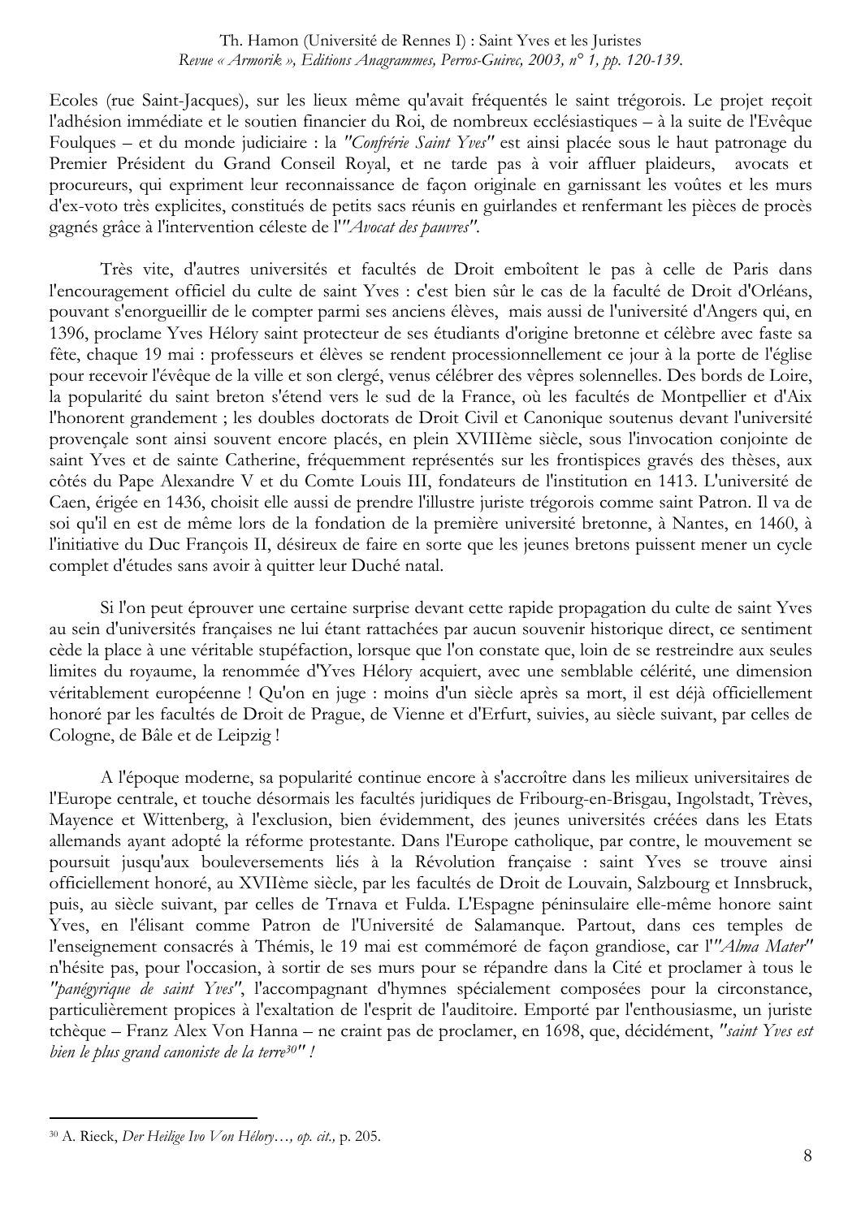Ecoles (rue Saint-Jacques), sur les lieux même qu'avait fréquentés le saint trégorois. Le projet reçoit l'adhésion immédiate et le soutien financier du Roi, de nombreux ecclésiastiques – à la suite de l'Evêque Foulques – et du monde judiciaire : la *"Confrérie Saint Yves"* est ainsi placée sous le haut patronage du Premier Président du Grand Conseil Royal, et ne tarde pas à voir affluer plaideurs, avocats et procureurs, qui expriment leur reconnaissance de façon originale en garnissant les voûtes et les murs d'ex-voto très explicites, constitués de petits sacs réunis en guirlandes et renfermant les pièces de procès gagnés grâce à l'intervention céleste de l'*"Avocat des pauvres"*.

Très vite, d'autres universités et facultés de Droit emboîtent le pas à celle de Paris dans l'encouragement officiel du culte de saint Yves : c'est bien sûr le cas de la faculté de Droit d'Orléans, pouvant s'enorgueillir de le compter parmi ses anciens élèves, mais aussi de l'université d'Angers qui, en 1396, proclame Yves Hélory saint protecteur de ses étudiants d'origine bretonne et célèbre avec faste sa fête, chaque 19 mai : professeurs et élèves se rendent processionnellement ce jour à la porte de l'église pour recevoir l'évêque de la ville et son clergé, venus célébrer des vêpres solennelles. Des bords de Loire, la popularité du saint breton s'étend vers le sud de la France, où les facultés de Montpellier et d'Aix l'honorent grandement ; les doubles doctorats de Droit Civil et Canonique soutenus devant l'université provençale sont ainsi souvent encore placés, en plein XVIIIème siècle, sous l'invocation conjointe de saint Yves et de sainte Catherine, fréquemment représentés sur les frontispices gravés des thèses, aux côtés du Pape Alexandre V et du Comte Louis III, fondateurs de l'institution en 1413. L'université de Caen, érigée en 1436, choisit elle aussi de prendre l'illustre juriste trégorois comme saint Patron. Il va de soi qu'il en est de même lors de la fondation de la première université bretonne, à Nantes, en 1460, à l'initiative du Duc François II, désireux de faire en sorte que les jeunes bretons puissent mener un cycle complet d'études sans avoir à quitter leur Duché natal.

Si l'on peut éprouver une certaine surprise devant cette rapide propagation du culte de saint Yves au sein d'universités françaises ne lui étant rattachées par aucun souvenir historique direct, ce sentiment cède la place à une véritable stupéfaction, lorsque que l'on constate que, loin de se restreindre aux seules limites du royaume, la renommée d'Yves Hélory acquiert, avec une semblable célérité, une dimension véritablement européenne ! Qu'on en juge : moins d'un siècle après sa mort, il est déjà officiellement honoré par les facultés de Droit de Prague, de Vienne et d'Erfurt, suivies, au siècle suivant, par celles de Cologne, de Bâle et de Leipzig !

A l'époque moderne, sa popularité continue encore à s'accroître dans les milieux universitaires de l'Europe centrale, et touche désormais les facultés juridiques de Fribourg-en-Brisgau, Ingolstadt, Trèves, Mayence et Wittenberg, à l'exclusion, bien évidemment, des jeunes universités créées dans les Etats allemands ayant adopté la réforme protestante. Dans l'Europe catholique, par contre, le mouvement se poursuit jusqu'aux bouleversements liés à la Révolution française : saint Yves se trouve ainsi officiellement honoré, au XVIIème siècle, par les facultés de Droit de Louvain, Salzbourg et Innsbruck, puis, au siècle suivant, par celles de Trnava et Fulda. L'Espagne péninsulaire elle-même honore saint Yves, en l'élisant comme Patron de l'Université de Salamanque. Partout, dans ces temples de l'enseignement consacrés à Thémis, le 19 mai est commémoré de façon grandiose, car l'*"Alma Mater"* n'hésite pas, pour l'occasion, à sortir de ses murs pour se répandre dans la Cité et proclamer à tous le *"panégyrique de saint Yves"*, l'accompagnant d'hymnes spécialement composées pour la circonstance, particulièrement propices à l'exaltation de l'esprit de l'auditoire. Emporté par l'enthousiasme, un juriste tchèque – Franz Alex Von Hanna – ne craint pas de proclamer, en 1698, que, décidément, *"saint Yves est bien le plus grand canoniste de la terre[30]" !*

---

[30] A. Rieck, *Der Heilige Ivo Von Hélory…, op. cit.,* p. 205.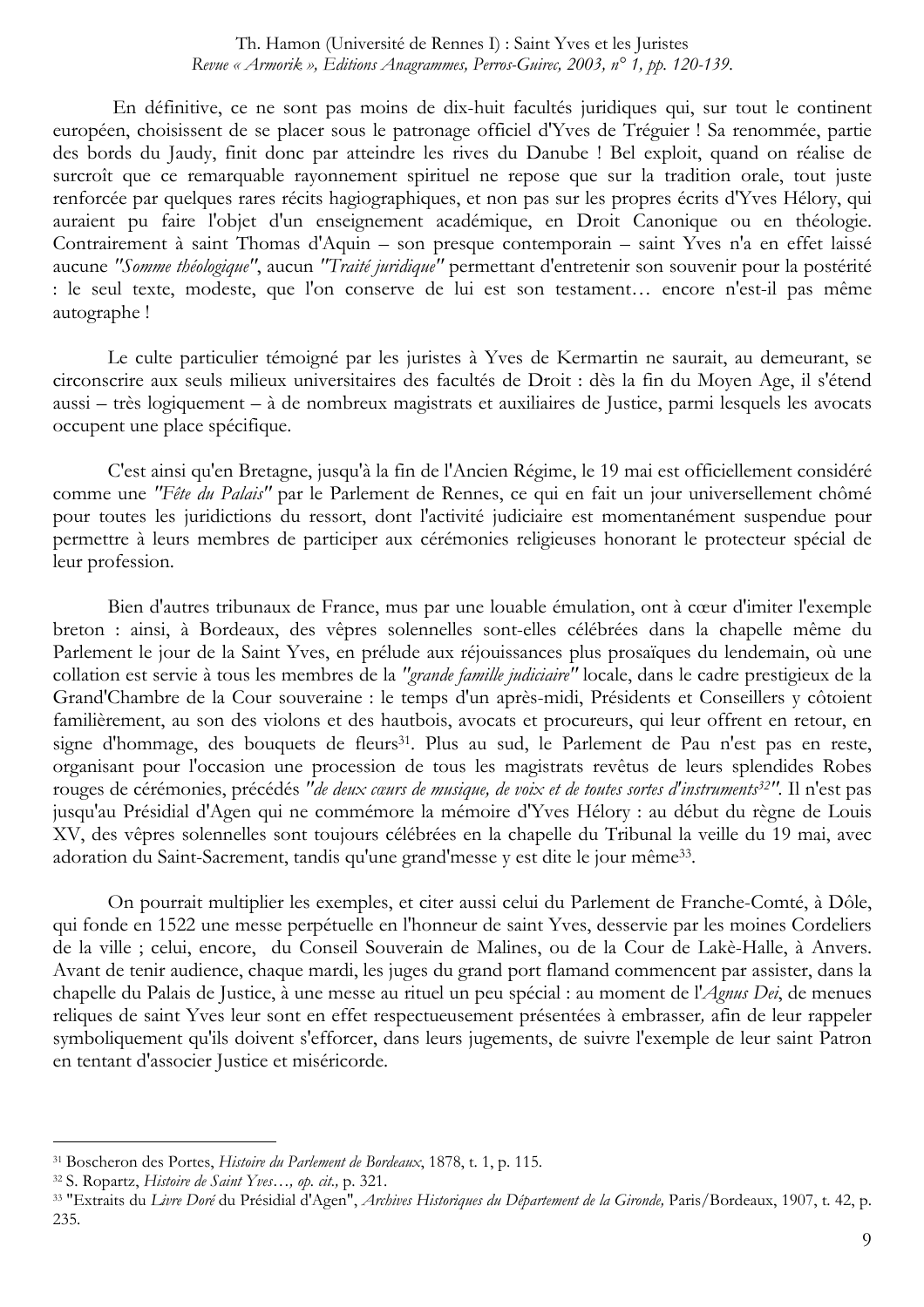En définitive, ce ne sont pas moins de dix-huit facultés juridiques qui, sur tout le continent européen, choisissent de se placer sous le patronage officiel d'Yves de Tréguier ! Sa renommée, partie des bords du Jaudy, finit donc par atteindre les rives du Danube ! Bel exploit, quand on réalise de surcroît que ce remarquable rayonnement spirituel ne repose que sur la tradition orale, tout juste renforcée par quelques rares récits hagiographiques, et non pas sur les propres écrits d'Yves Hélory, qui auraient pu faire l'objet d'un enseignement académique, en Droit Canonique ou en théologie. Contrairement à saint Thomas d'Aquin – son presque contemporain – saint Yves n'a en effet laissé aucune *"Somme théologique"*, aucun *"Traité juridique"* permettant d'entretenir son souvenir pour la postérité : le seul texte, modeste, que l'on conserve de lui est son testament… encore n'est-il pas même autographe !

Le culte particulier témoigné par les juristes à Yves de Kermartin ne saurait, au demeurant, se circonscrire aux seuls milieux universitaires des facultés de Droit : dès la fin du Moyen Age, il s'étend aussi – très logiquement – à de nombreux magistrats et auxiliaires de Justice, parmi lesquels les avocats occupent une place spécifique.

C'est ainsi qu'en Bretagne, jusqu'à la fin de l'Ancien Régime, le 19 mai est officiellement considéré comme une *"Fête du Palais"* par le Parlement de Rennes, ce qui en fait un jour universellement chômé pour toutes les juridictions du ressort, dont l'activité judiciaire est momentanément suspendue pour permettre à leurs membres de participer aux cérémonies religieuses honorant le protecteur spécial de leur profession.

Bien d'autres tribunaux de France, mus par une louable émulation, ont à cœur d'imiter l'exemple breton : ainsi, à Bordeaux, des vêpres solennelles sont-elles célébrées dans la chapelle même du Parlement le jour de la Saint Yves, en prélude aux réjouissances plus prosaïques du lendemain, où une collation est servie à tous les membres de la *"grande famille judiciaire"* locale, dans le cadre prestigieux de la Grand'Chambre de la Cour souveraine : le temps d'un après-midi, Présidents et Conseillers y côtoient familièrement, au son des violons et des hautbois, avocats et procureurs, qui leur offrent en retour, en signe d'hommage, des bouquets de fleurs[31]. Plus au sud, le Parlement de Pau n'est pas en reste, organisant pour l'occasion une procession de tous les magistrats revêtus de leurs splendides Robes rouges de cérémonies, précédés *"de deux cœurs de musique, de voix et de toutes sortes d'instruments[32]"*. Il n'est pas jusqu'au Présidial d'Agen qui ne commémore la mémoire d'Yves Hélory : au début du règne de Louis XV, des vêpres solennelles sont toujours célébrées dans la chapelle du Tribunal la veille du 19 mai, avec adoration du Saint-Sacrement, tandis qu'une grand'messe y est dite le jour même[33].

On pourrait multiplier les exemples, et citer aussi celui du Parlement de Franche-Comté, à Dôle, qui fonde en 1522 une messe perpétuelle en l'honneur de saint Yves, desservie par les moines Cordeliers de la ville ; celui, encore, du Conseil Souverain de Malines, ou de la Cour de Lakè-Halle, à Anvers. Avant de tenir audience, chaque mardi, les juges du grand port flamand commencent par assister, dans la chapelle du Palais de Justice, à une messe au rituel un peu spécial : au moment de l'*Agnus Dei*, de menues reliques de saint Yves leur sont en effet respectueusement présentées à embrasser, afin de leur rappeler symboliquement qu'ils doivent s'efforcer, dans leurs jugements, de suivre l'exemple de leur saint Patron en tentant d'associer Justice et miséricorde.

---

[31] Boscheron des Portes, *Histoire du Parlement de Bordeaux*, 1878, t. 1, p. 115.

[32] S. Ropartz, *Histoire de Saint Yves…, op. cit.,* p. 321.

[33] "Extraits du *Livre Doré* du Présidial d'Agen", *Archives Historiques du Département de la Gironde,* Paris/Bordeaux, 1907, t. 42, p. 235.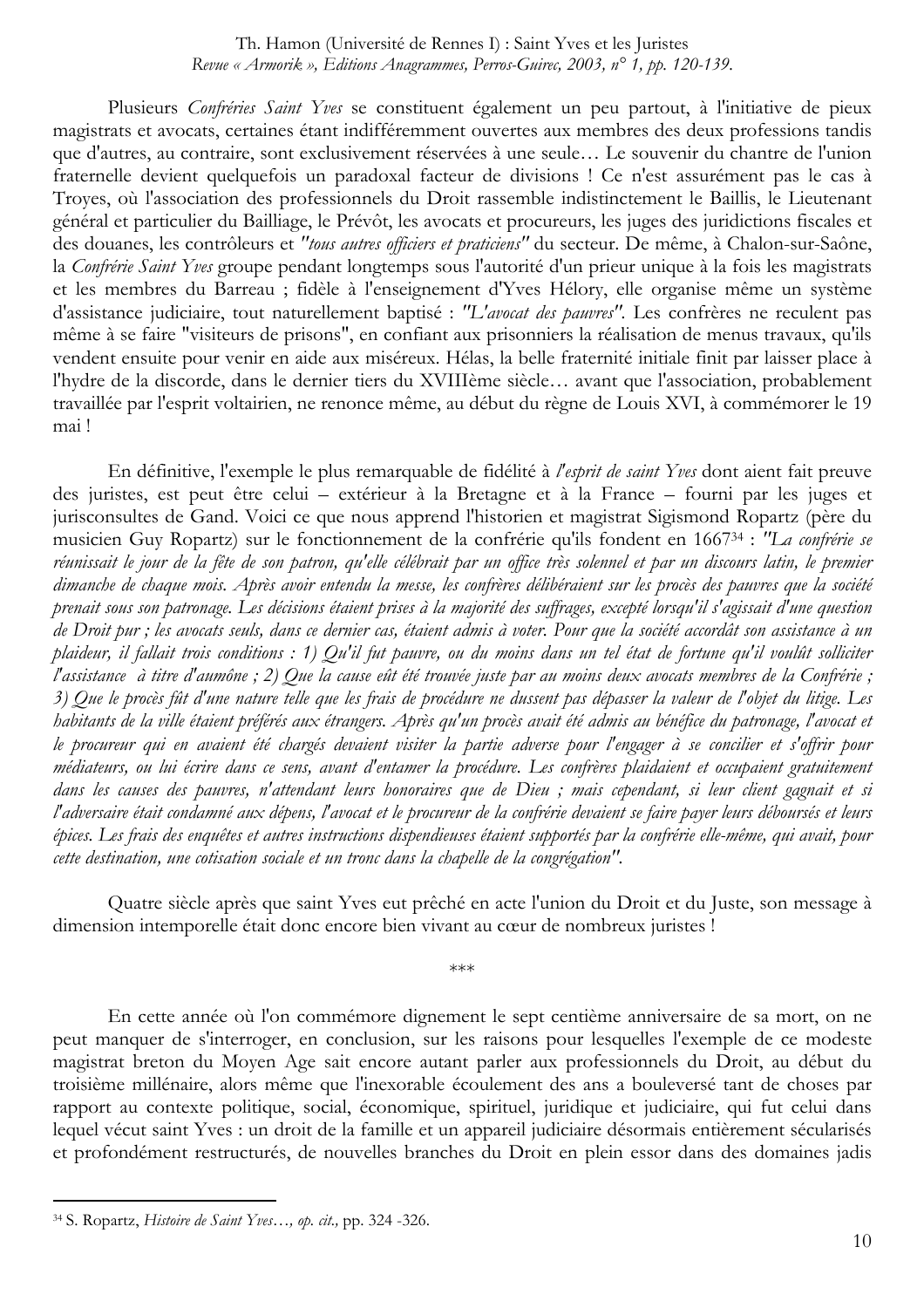Plusieurs *Confréries Saint Yves* se constituent également un peu partout, à l'initiative de pieux magistrats et avocats, certaines étant indifféremment ouvertes aux membres des deux professions tandis que d'autres, au contraire, sont exclusivement réservées à une seule… Le souvenir du chantre de l'union fraternelle devient quelquefois un paradoxal facteur de divisions ! Ce n'est assurément pas le cas à Troyes, où l'association des professionnels du Droit rassemble indistinctement le Baillis, le Lieutenant général et particulier du Bailliage, le Prévôt, les avocats et procureurs, les juges des juridictions fiscales et des douanes, les contrôleurs et *"tous autres officiers et praticiens"* du secteur. De même, à Chalon-sur-Saône, la *Confrérie Saint Yves* groupe pendant longtemps sous l'autorité d'un prieur unique à la fois les magistrats et les membres du Barreau ; fidèle à l'enseignement d'Yves Hélory, elle organise même un système d'assistance judiciaire, tout naturellement baptisé : *"L'avocat des pauvres"*. Les confrères ne reculent pas même à se faire "visiteurs de prisons", en confiant aux prisonniers la réalisation de menus travaux, qu'ils vendent ensuite pour venir en aide aux miséreux. Hélas, la belle fraternité initiale finit par laisser place à l'hydre de la discorde, dans le dernier tiers du XVIIIème siècle… avant que l'association, probablement travaillée par l'esprit voltairien, ne renonce même, au début du règne de Louis XVI, à commémorer le 19 mai !

En définitive, l'exemple le plus remarquable de fidélité à *l'esprit de saint Yves* dont aient fait preuve des juristes, est peut être celui – extérieur à la Bretagne et à la France – fourni par les juges et jurisconsultes de Gand. Voici ce que nous apprend l'historien et magistrat Sigismond Ropartz (père du musicien Guy Ropartz) sur le fonctionnement de la confrérie qu'ils fondent en 1667[34] : *"La confrérie se réunissait le jour de la fête de son patron, qu'elle célébrait par un office très solennel et par un discours latin, le premier dimanche de chaque mois. Après avoir entendu la messe, les confrères délibéraient sur les procès des pauvres que la société prenait sous son patronage. Les décisions étaient prises à la majorité des suffrages, excepté lorsqu'il s'agissait d'une question de Droit pur ; les avocats seuls, dans ce dernier cas, étaient admis à voter. Pour que la société accordât son assistance à un plaideur, il fallait trois conditions : 1) Qu'il fut pauvre, ou du moins dans un tel état de fortune qu'il voulût solliciter l'assistance à titre d'aumône ; 2) Que la cause eût été trouvée juste par au moins deux avocats membres de la Confrérie ; 3) Que le procès fût d'une nature telle que les frais de procédure ne dussent pas dépasser la valeur de l'objet du litige. Les habitants de la ville étaient préférés aux étrangers. Après qu'un procès avait été admis au bénéfice du patronage, l'avocat et le procureur qui en avaient été chargés devaient visiter la partie adverse pour l'engager à se concilier et s'offrir pour médiateurs, ou lui écrire dans ce sens, avant d'entamer la procédure. Les confrères plaidaient et occupaient gratuitement dans les causes des pauvres, n'attendant leurs honoraires que de Dieu ; mais cependant, si leur client gagnait et si l'adversaire était condamné aux dépens, l'avocat et le procureur de la confrérie devaient se faire payer leurs déboursés et leurs épices. Les frais des enquêtes et autres instructions dispendieuses étaient supportés par la confrérie elle-même, qui avait, pour cette destination, une cotisation sociale et un tronc dans la chapelle de la congrégation"*.

Quatre siècle après que saint Yves eut prêché en acte l'union du Droit et du Juste, son message à dimension intemporelle était donc encore bien vivant au cœur de nombreux juristes !

\*\*\*

En cette année où l'on commémore dignement le sept centième anniversaire de sa mort, on ne peut manquer de s'interroger, en conclusion, sur les raisons pour lesquelles l'exemple de ce modeste magistrat breton du Moyen Age sait encore autant parler aux professionnels du Droit, au début du troisième millénaire, alors même que l'inexorable écoulement des ans a bouleversé tant de choses par rapport au contexte politique, social, économique, spirituel, juridique et judiciaire, qui fut celui dans lequel vécut saint Yves : un droit de la famille et un appareil judiciaire désormais entièrement sécularisés et profondément restructurés, de nouvelles branches du Droit en plein essor dans des domaines jadis

---

[34] S. Ropartz, *Histoire de Saint Yves…, op. cit.,* pp. 324 -326.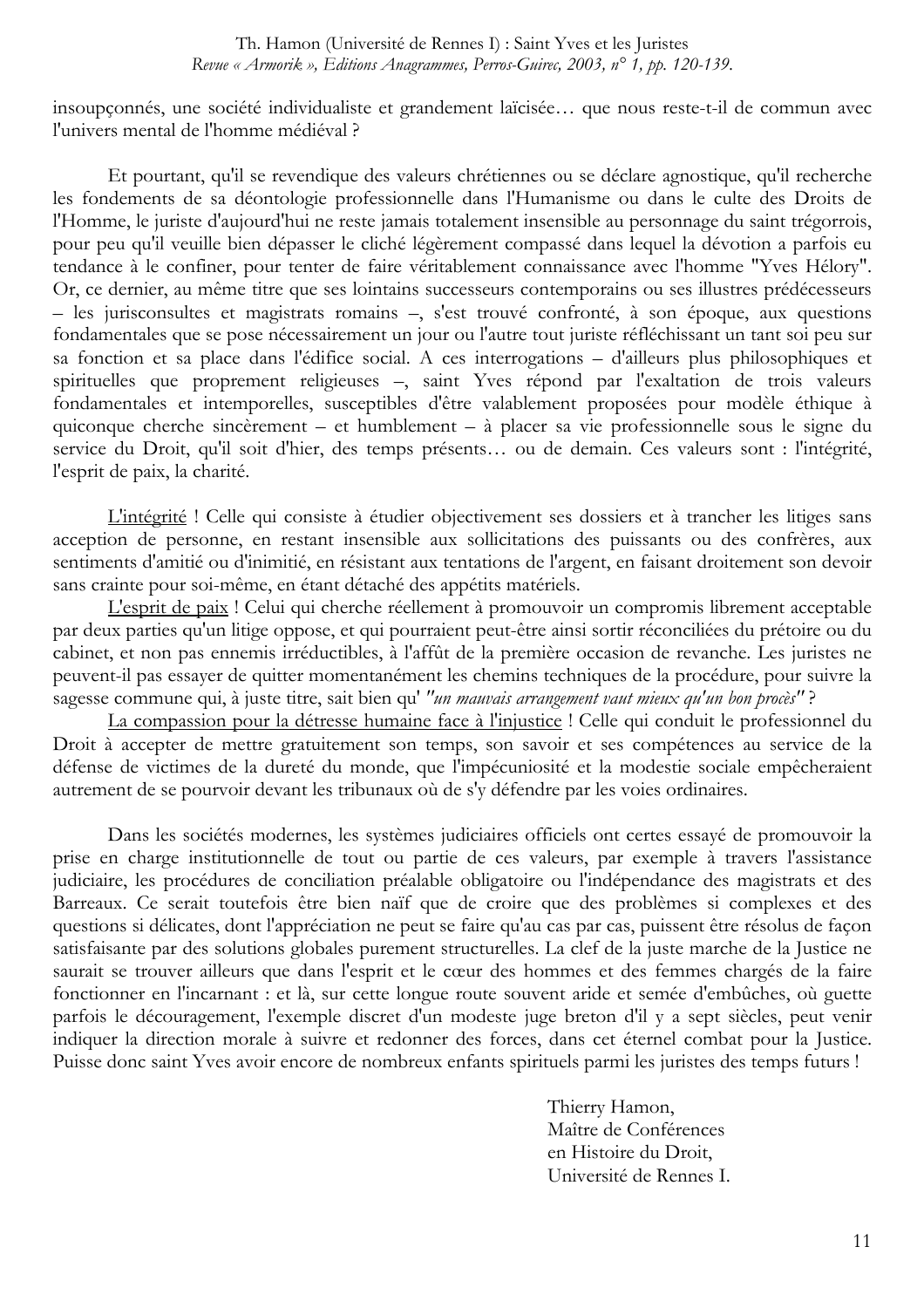insoupçonnés, une société individualiste et grandement laïcisée… que nous reste-t-il de commun avec l'univers mental de l'homme médiéval ?

Et pourtant, qu'il se revendique des valeurs chrétiennes ou se déclare agnostique, qu'il recherche les fondements de sa déontologie professionnelle dans l'Humanisme ou dans le culte des Droits de l'Homme, le juriste d'aujourd'hui ne reste jamais totalement insensible au personnage du saint trégorrois, pour peu qu'il veuille bien dépasser le cliché légèrement compassé dans lequel la dévotion a parfois eu tendance à le confiner, pour tenter de faire véritablement connaissance avec l'homme "Yves Hélory". Or, ce dernier, au même titre que ses lointains successeurs contemporains ou ses illustres prédécesseurs – les jurisconsultes et magistrats romains –, s'est trouvé confronté, à son époque, aux questions fondamentales que se pose nécessairement un jour ou l'autre tout juriste réfléchissant un tant soi peu sur sa fonction et sa place dans l'édifice social. A ces interrogations – d'ailleurs plus philosophiques et spirituelles que proprement religieuses –, saint Yves répond par l'exaltation de trois valeurs fondamentales et intemporelles, susceptibles d'être valablement proposées pour modèle éthique à quiconque cherche sincèrement – et humblement – à placer sa vie professionnelle sous le signe du service du Droit, qu'il soit d'hier, des temps présents… ou de demain. Ces valeurs sont : l'intégrité, l'esprit de paix, la charité.

<u>L'intégrité</u> ! Celle qui consiste à étudier objectivement ses dossiers et à trancher les litiges sans acception de personne, en restant insensible aux sollicitations des puissants ou des confrères, aux sentiments d'amitié ou d'inimitié, en résistant aux tentations de l'argent, en faisant droitement son devoir sans crainte pour soi-même, en étant détaché des appétits matériels.

<u>L'esprit de paix</u> ! Celui qui cherche réellement à promouvoir un compromis librement acceptable par deux parties qu'un litige oppose, et qui pourraient peut-être ainsi sortir réconciliées du prétoire ou du cabinet, et non pas ennemis irréductibles, à l'affût de la première occasion de revanche. Les juristes ne peuvent-il pas essayer de quitter momentanément les chemins techniques de la procédure, pour suivre la sagesse commune qui, à juste titre, sait bien qu' *"un mauvais arrangement vaut mieux qu'un bon procès"* ?

<u>La compassion pour la détresse humaine face à l'injustice</u> ! Celle qui conduit le professionnel du Droit à accepter de mettre gratuitement son temps, son savoir et ses compétences au service de la défense de victimes de la dureté du monde, que l'impécuniosité et la modestie sociale empêcheraient autrement de se pourvoir devant les tribunaux où de s'y défendre par les voies ordinaires.

Dans les sociétés modernes, les systèmes judiciaires officiels ont certes essayé de promouvoir la prise en charge institutionnelle de tout ou partie de ces valeurs, par exemple à travers l'assistance judiciaire, les procédures de conciliation préalable obligatoire ou l'indépendance des magistrats et des Barreaux. Ce serait toutefois être bien naïf que de croire que des problèmes si complexes et des questions si délicates, dont l'appréciation ne peut se faire qu'au cas par cas, puissent être résolus de façon satisfaisante par des solutions globales purement structurelles. La clef de la juste marche de la Justice ne saurait se trouver ailleurs que dans l'esprit et le cœur des hommes et des femmes chargés de la faire fonctionner en l'incarnant : et là, sur cette longue route souvent aride et semée d'embûches, où guette parfois le découragement, l'exemple discret d'un modeste juge breton d'il y a sept siècles, peut venir indiquer la direction morale à suivre et redonner des forces, dans cet éternel combat pour la Justice. Puisse donc saint Yves avoir encore de nombreux enfants spirituels parmi les juristes des temps futurs !

Thierry Hamon,
Maître de Conférences
en Histoire du Droit,
Université de Rennes I.